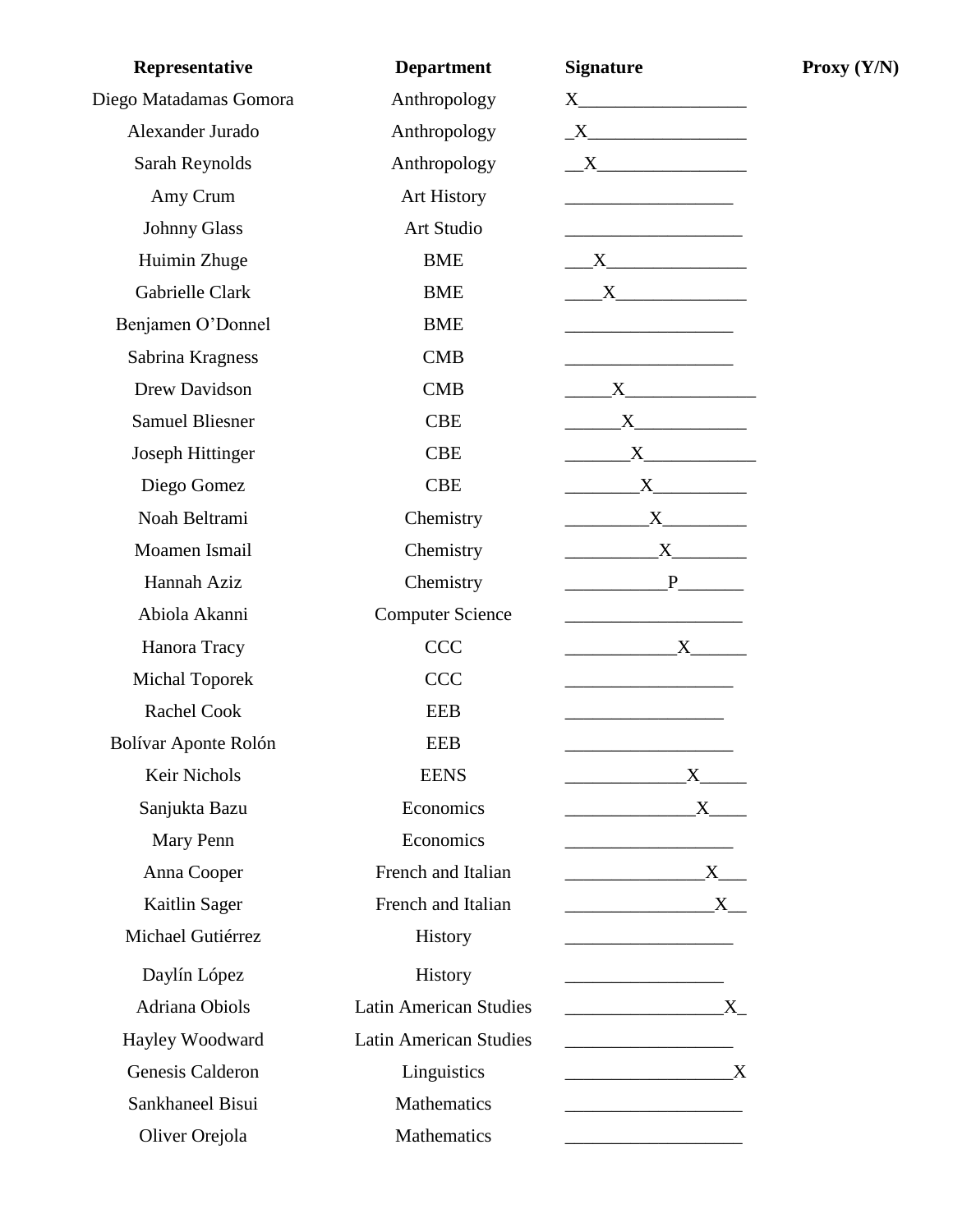| Representative | Department | Signature | Proxy (Y/N) |
|---|---|---|---|
| Diego Matadamas Gomora | Anthropology | X | |
| Alexander Jurado | Anthropology | X | |
| Sarah Reynolds | Anthropology | X | |
| Amy Crum | Art History | | |
| Johnny Glass | Art Studio | | |
| Huimin Zhuge | BME | X | |
| Gabrielle Clark | BME | X | |
| Benjamen O'Donnel | BME | | |
| Sabrina Kragness | CMB | | |
| Drew Davidson | CMB | X | |
| Samuel Bliesner | CBE | X | |
| Joseph Hittinger | CBE | X | |
| Diego Gomez | CBE | X | |
| Noah Beltrami | Chemistry | X | |
| Moamen Ismail | Chemistry | X | |
| Hannah Aziz | Chemistry | P | |
| Abiola Akanni | Computer Science | | |
| Hanora Tracy | CCC | X | |
| Michal Toporek | CCC | | |
| Rachel Cook | EEB | | |
| Bolívar Aponte Rolón | EEB | | |
| Keir Nichols | EENS | X | |
| Sanjukta Bazu | Economics | X | |
| Mary Penn | Economics | | |
| Anna Cooper | French and Italian | X | |
| Kaitlin Sager | French and Italian | X | |
| Michael Gutiérrez | History | | |
| Daylín López | History | | |
| Adriana Obiols | Latin American Studies | X | |
| Hayley Woodward | Latin American Studies | | |
| Genesis Calderon | Linguistics | X | |
| Sankhaneel Bisui | Mathematics | | |
| Oliver Orejola | Mathematics | | |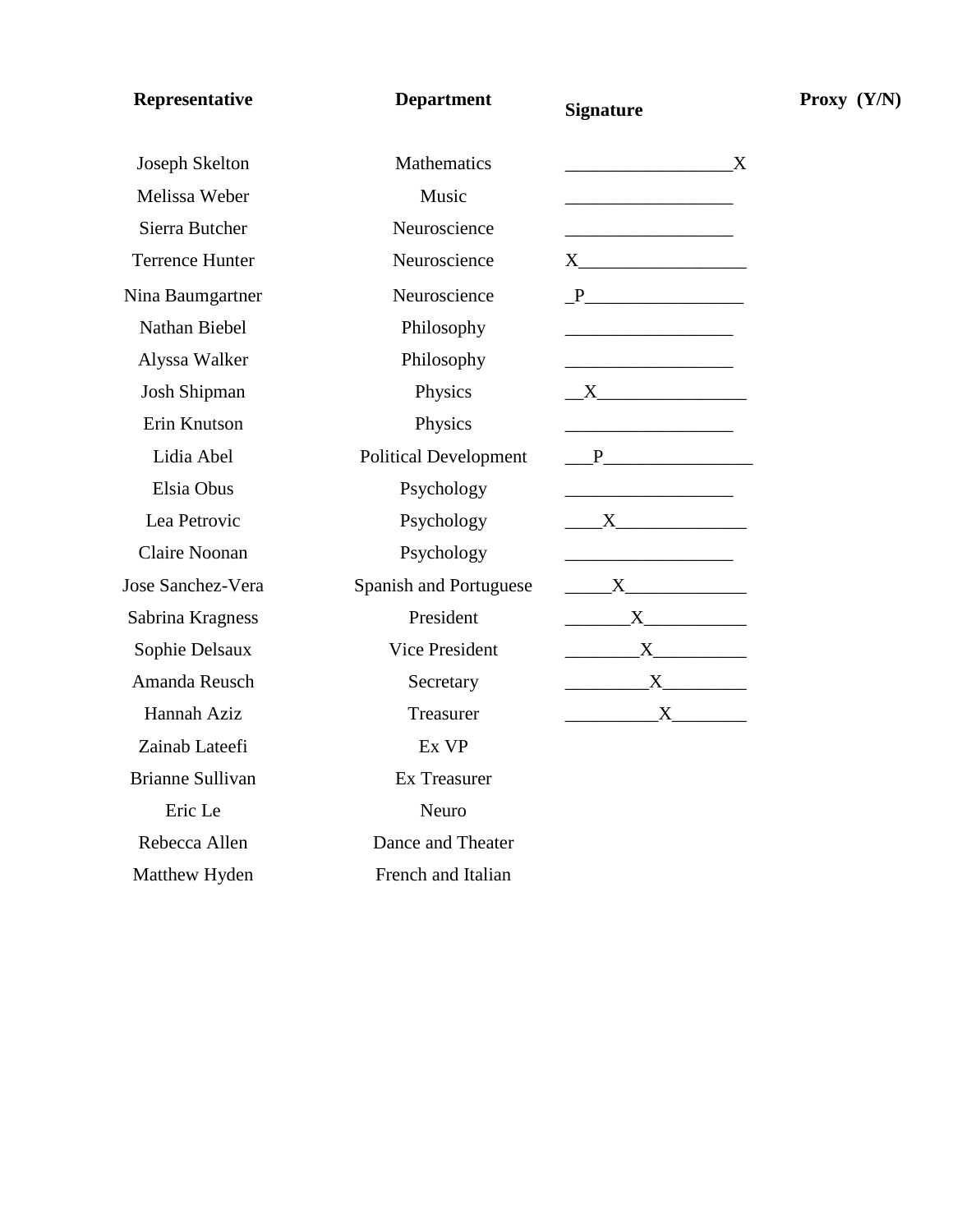| Representative | Department | Signature | Proxy (Y/N) |
| --- | --- | --- | --- |
| Joseph Skelton | Mathematics | X | |
| Melissa Weber | Music | | |
| Sierra Butcher | Neuroscience | | |
| Terrence Hunter | Neuroscience | X | |
| Nina Baumgartner | Neuroscience | P | |
| Nathan Biebel | Philosophy | | |
| Alyssa Walker | Philosophy | | |
| Josh Shipman | Physics | X | |
| Erin Knutson | Physics | | |
| Lidia Abel | Political Development | P | |
| Elsia Obus | Psychology | | |
| Lea Petrovic | Psychology | X | |
| Claire Noonan | Psychology | | |
| Jose Sanchez-Vera | Spanish and Portuguese | X | |
| Sabrina Kragness | President | X | |
| Sophie Delsaux | Vice President | X | |
| Amanda Reusch | Secretary | X | |
| Hannah Aziz | Treasurer | X | |
| Zainab Lateefi | Ex VP | | |
| Brianne Sullivan | Ex Treasurer | | |
| Eric Le | Neuro | | |
| Rebecca Allen | Dance and Theater | | |
| Matthew Hyden | French and Italian | | |